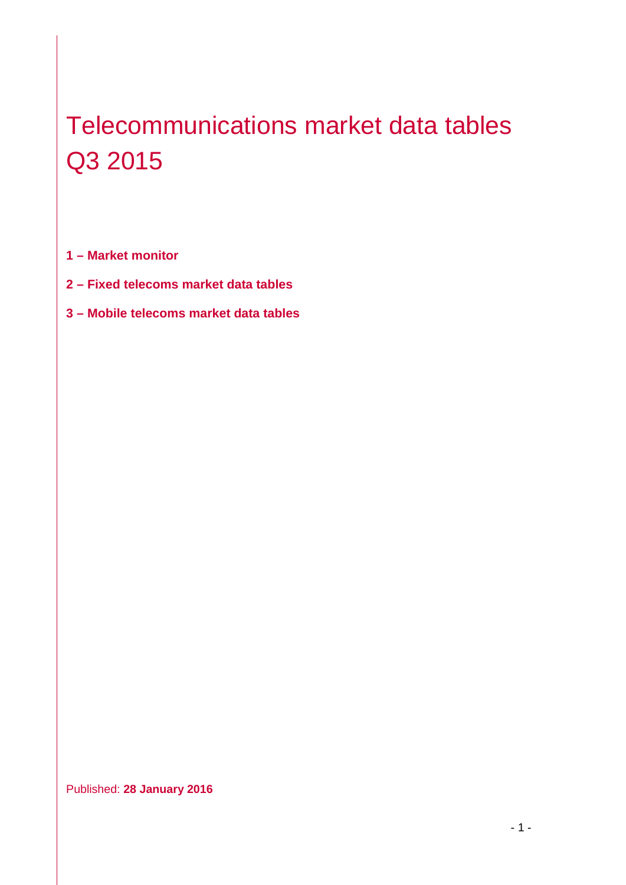# Telecommunications market data tables Q3 2015

**1 – Market monitor**

**2 – Fixed telecoms market data tables**

**3 – Mobile telecoms market data tables**

Published: **28 January 2016**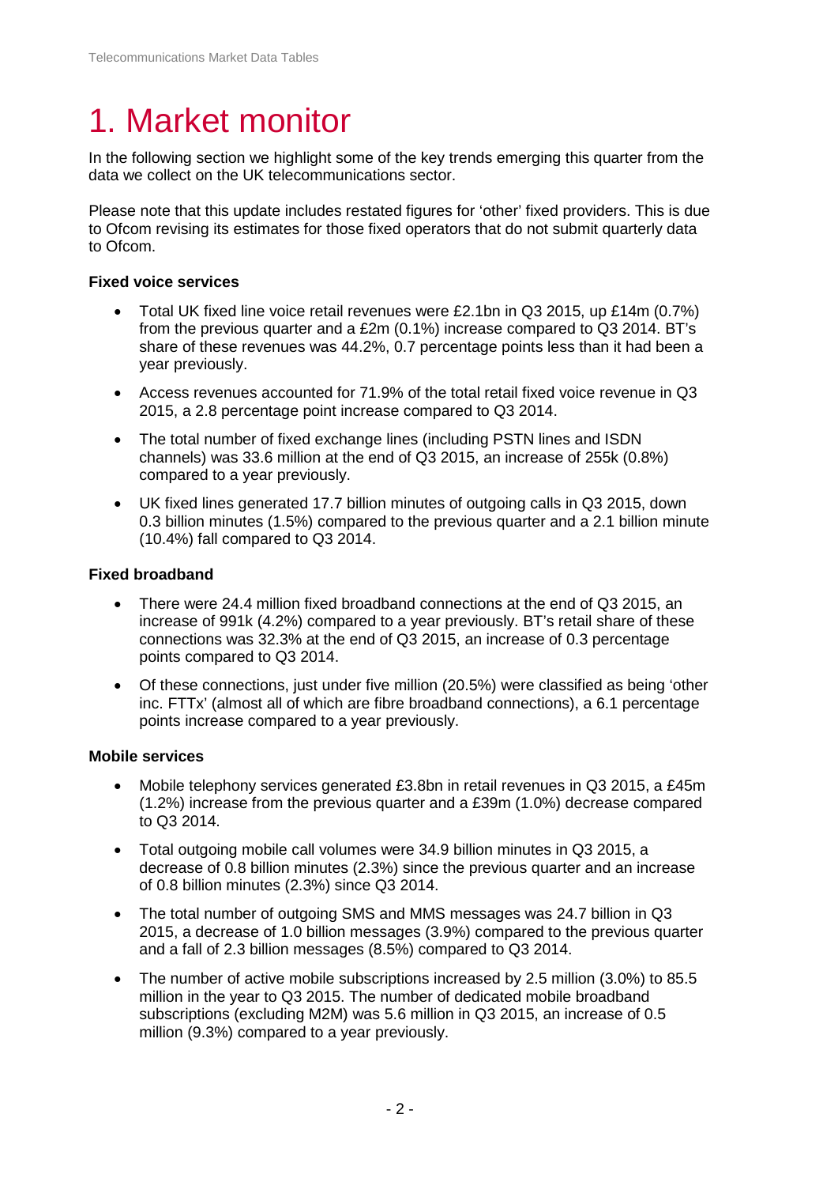# 1. Market monitor

In the following section we highlight some of the key trends emerging this quarter from the data we collect on the UK telecommunications sector.

Please note that this update includes restated figures for 'other' fixed providers. This is due to Ofcom revising its estimates for those fixed operators that do not submit quarterly data to Ofcom.

**Fixed voice services**

- Total UK fixed line voice retail revenues were £2.1bn in Q3 2015, up £14m (0.7%) from the previous quarter and a £2m (0.1%) increase compared to Q3 2014. BT's share of these revenues was 44.2%, 0.7 percentage points less than it had been a year previously.
- Access revenues accounted for 71.9% of the total retail fixed voice revenue in Q3 2015, a 2.8 percentage point increase compared to Q3 2014.
- The total number of fixed exchange lines (including PSTN lines and ISDN channels) was 33.6 million at the end of Q3 2015, an increase of 255k (0.8%) compared to a year previously.
- UK fixed lines generated 17.7 billion minutes of outgoing calls in Q3 2015, down 0.3 billion minutes (1.5%) compared to the previous quarter and a 2.1 billion minute (10.4%) fall compared to Q3 2014.

**Fixed broadband**

- There were 24.4 million fixed broadband connections at the end of Q3 2015, an increase of 991k (4.2%) compared to a year previously. BT's retail share of these connections was 32.3% at the end of Q3 2015, an increase of 0.3 percentage points compared to Q3 2014.
- Of these connections, just under five million (20.5%) were classified as being 'other inc. FTTx' (almost all of which are fibre broadband connections), a 6.1 percentage points increase compared to a year previously.

**Mobile services**

- Mobile telephony services generated £3.8bn in retail revenues in Q3 2015, a £45m (1.2%) increase from the previous quarter and a £39m (1.0%) decrease compared to Q3 2014.
- Total outgoing mobile call volumes were 34.9 billion minutes in Q3 2015, a decrease of 0.8 billion minutes (2.3%) since the previous quarter and an increase of 0.8 billion minutes (2.3%) since Q3 2014.
- The total number of outgoing SMS and MMS messages was 24.7 billion in Q3 2015, a decrease of 1.0 billion messages (3.9%) compared to the previous quarter and a fall of 2.3 billion messages (8.5%) compared to Q3 2014.
- The number of active mobile subscriptions increased by 2.5 million (3.0%) to 85.5 million in the year to Q3 2015. The number of dedicated mobile broadband subscriptions (excluding M2M) was 5.6 million in Q3 2015, an increase of 0.5 million (9.3%) compared to a year previously.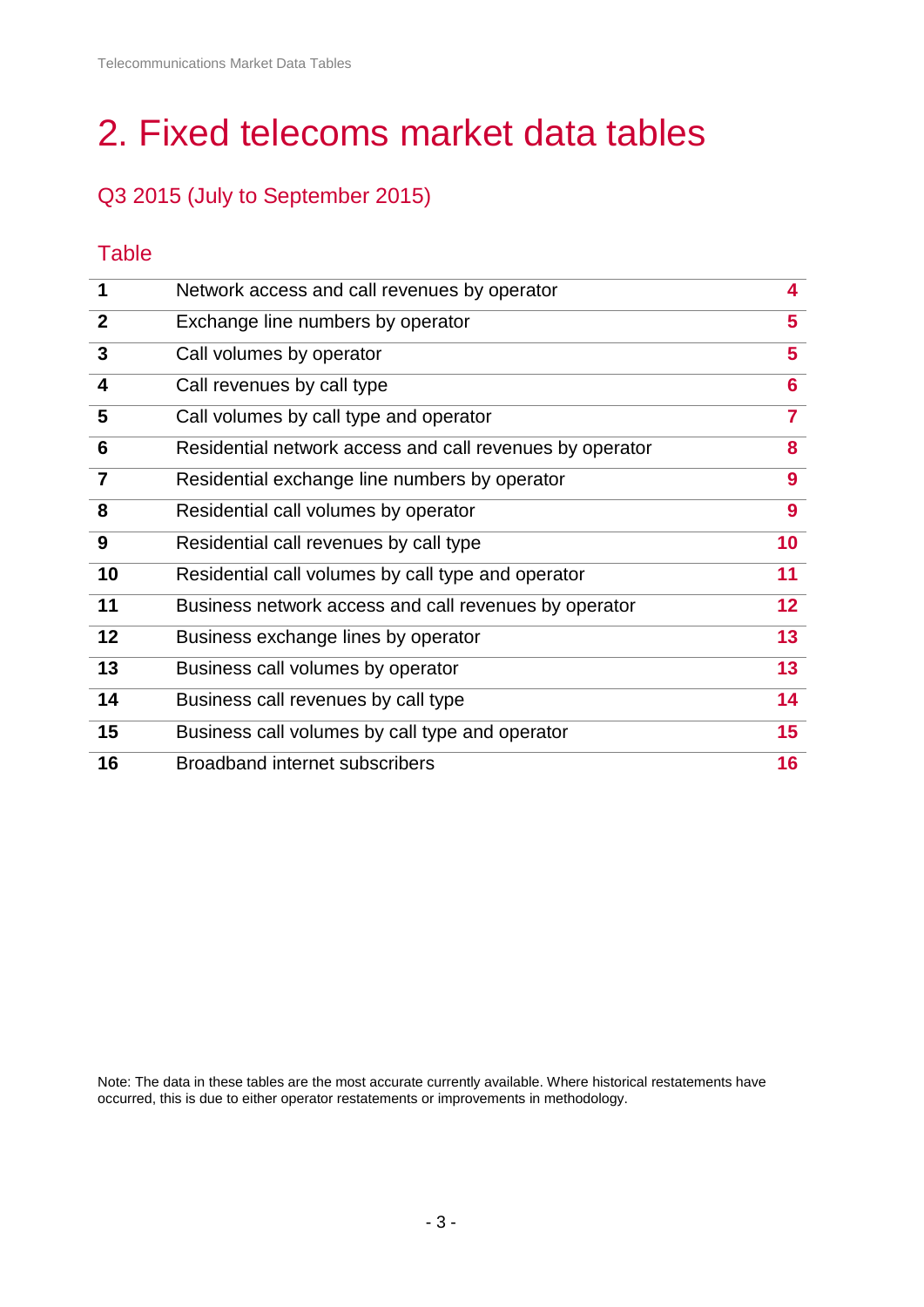# 2. Fixed telecoms market data tables

## Q3 2015 (July to September 2015)

### Table

| | | |
|---|---|---|
| **1** | Network access and call revenues by operator | **4** |
| **2** | Exchange line numbers by operator | **5** |
| **3** | Call volumes by operator | **5** |
| **4** | Call revenues by call type | **6** |
| **5** | Call volumes by call type and operator | **7** |
| **6** | Residential network access and call revenues by operator | **8** |
| **7** | Residential exchange line numbers by operator | **9** |
| **8** | Residential call volumes by operator | **9** |
| **9** | Residential call revenues by call type | **10** |
| **10** | Residential call volumes by call type and operator | **11** |
| **11** | Business network access and call revenues by operator | **12** |
| **12** | Business exchange lines by operator | **13** |
| **13** | Business call volumes by operator | **13** |
| **14** | Business call revenues by call type | **14** |
| **15** | Business call volumes by call type and operator | **15** |
| **16** | Broadband internet subscribers | **16** |

Note: The data in these tables are the most accurate currently available. Where historical restatements have occurred, this is due to either operator restatements or improvements in methodology.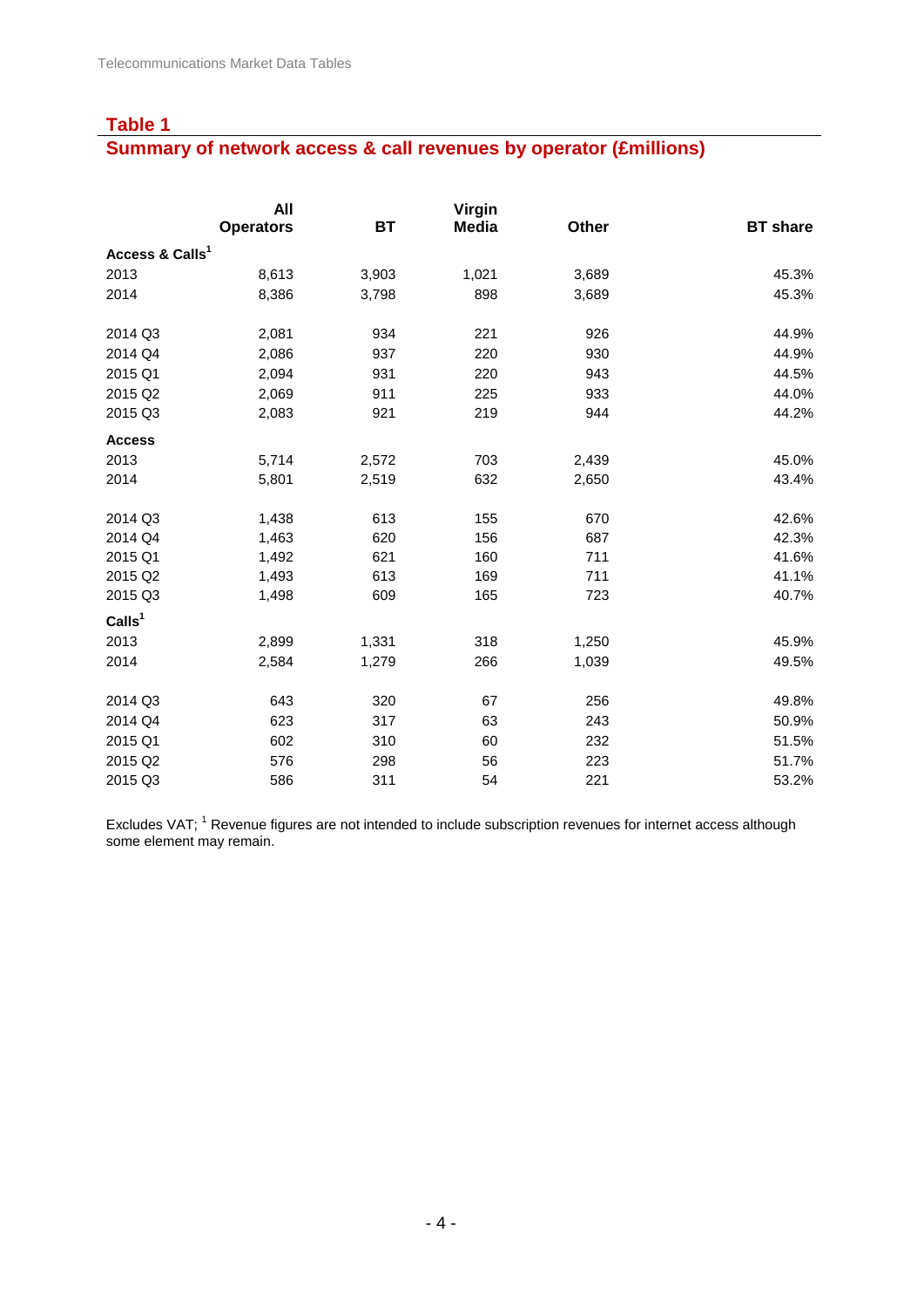## Table 1

## Summary of network access & call revenues by operator (£millions)

| | All Operators | BT | Virgin Media | Other | BT share |
|---|---|---|---|---|---|
| **Access & Calls[1]** | | | | | |
| 2013 | 8,613 | 3,903 | 1,021 | 3,689 | 45.3% |
| 2014 | 8,386 | 3,798 | 898 | 3,689 | 45.3% |
| | | | | | |
| 2014 Q3 | 2,081 | 934 | 221 | 926 | 44.9% |
| 2014 Q4 | 2,086 | 937 | 220 | 930 | 44.9% |
| 2015 Q1 | 2,094 | 931 | 220 | 943 | 44.5% |
| 2015 Q2 | 2,069 | 911 | 225 | 933 | 44.0% |
| 2015 Q3 | 2,083 | 921 | 219 | 944 | 44.2% |
| **Access** | | | | | |
| 2013 | 5,714 | 2,572 | 703 | 2,439 | 45.0% |
| 2014 | 5,801 | 2,519 | 632 | 2,650 | 43.4% |
| | | | | | |
| 2014 Q3 | 1,438 | 613 | 155 | 670 | 42.6% |
| 2014 Q4 | 1,463 | 620 | 156 | 687 | 42.3% |
| 2015 Q1 | 1,492 | 621 | 160 | 711 | 41.6% |
| 2015 Q2 | 1,493 | 613 | 169 | 711 | 41.1% |
| 2015 Q3 | 1,498 | 609 | 165 | 723 | 40.7% |
| **Calls[1]** | | | | | |
| 2013 | 2,899 | 1,331 | 318 | 1,250 | 45.9% |
| 2014 | 2,584 | 1,279 | 266 | 1,039 | 49.5% |
| | | | | | |
| 2014 Q3 | 643 | 320 | 67 | 256 | 49.8% |
| 2014 Q4 | 623 | 317 | 63 | 243 | 50.9% |
| 2015 Q1 | 602 | 310 | 60 | 232 | 51.5% |
| 2015 Q2 | 576 | 298 | 56 | 223 | 51.7% |
| 2015 Q3 | 586 | 311 | 54 | 221 | 53.2% |

Excludes VAT; [1] Revenue figures are not intended to include subscription revenues for internet access although some element may remain.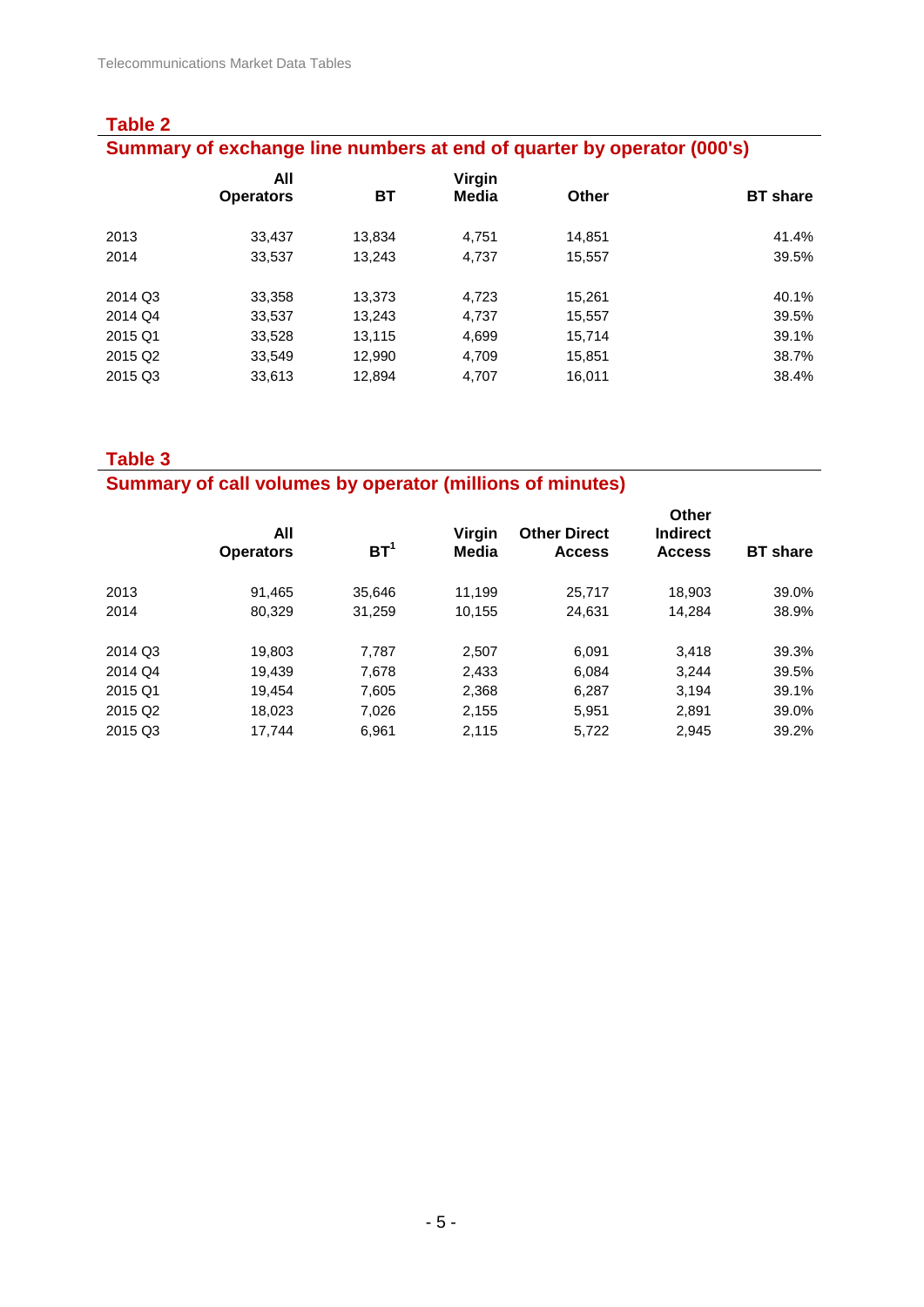## Table 2

### Summary of exchange line numbers at end of quarter by operator (000's)

| | All Operators | BT | Virgin Media | Other | BT share |
|---|---|---|---|---|---|
| 2013 | 33,437 | 13,834 | 4,751 | 14,851 | 41.4% |
| 2014 | 33,537 | 13,243 | 4,737 | 15,557 | 39.5% |
| | | | | | |
| 2014 Q3 | 33,358 | 13,373 | 4,723 | 15,261 | 40.1% |
| 2014 Q4 | 33,537 | 13,243 | 4,737 | 15,557 | 39.5% |
| 2015 Q1 | 33,528 | 13,115 | 4,699 | 15,714 | 39.1% |
| 2015 Q2 | 33,549 | 12,990 | 4,709 | 15,851 | 38.7% |
| 2015 Q3 | 33,613 | 12,894 | 4,707 | 16,011 | 38.4% |

## Table 3

### Summary of call volumes by operator (millions of minutes)

| | All Operators | BT[1] | Virgin Media | Other Direct Access | Other Indirect Access | BT share |
|---|---|---|---|---|---|---|
| 2013 | 91,465 | 35,646 | 11,199 | 25,717 | 18,903 | 39.0% |
| 2014 | 80,329 | 31,259 | 10,155 | 24,631 | 14,284 | 38.9% |
| | | | | | | |
| 2014 Q3 | 19,803 | 7,787 | 2,507 | 6,091 | 3,418 | 39.3% |
| 2014 Q4 | 19,439 | 7,678 | 2,433 | 6,084 | 3,244 | 39.5% |
| 2015 Q1 | 19,454 | 7,605 | 2,368 | 6,287 | 3,194 | 39.1% |
| 2015 Q2 | 18,023 | 7,026 | 2,155 | 5,951 | 2,891 | 39.0% |
| 2015 Q3 | 17,744 | 6,961 | 2,115 | 5,722 | 2,945 | 39.2% |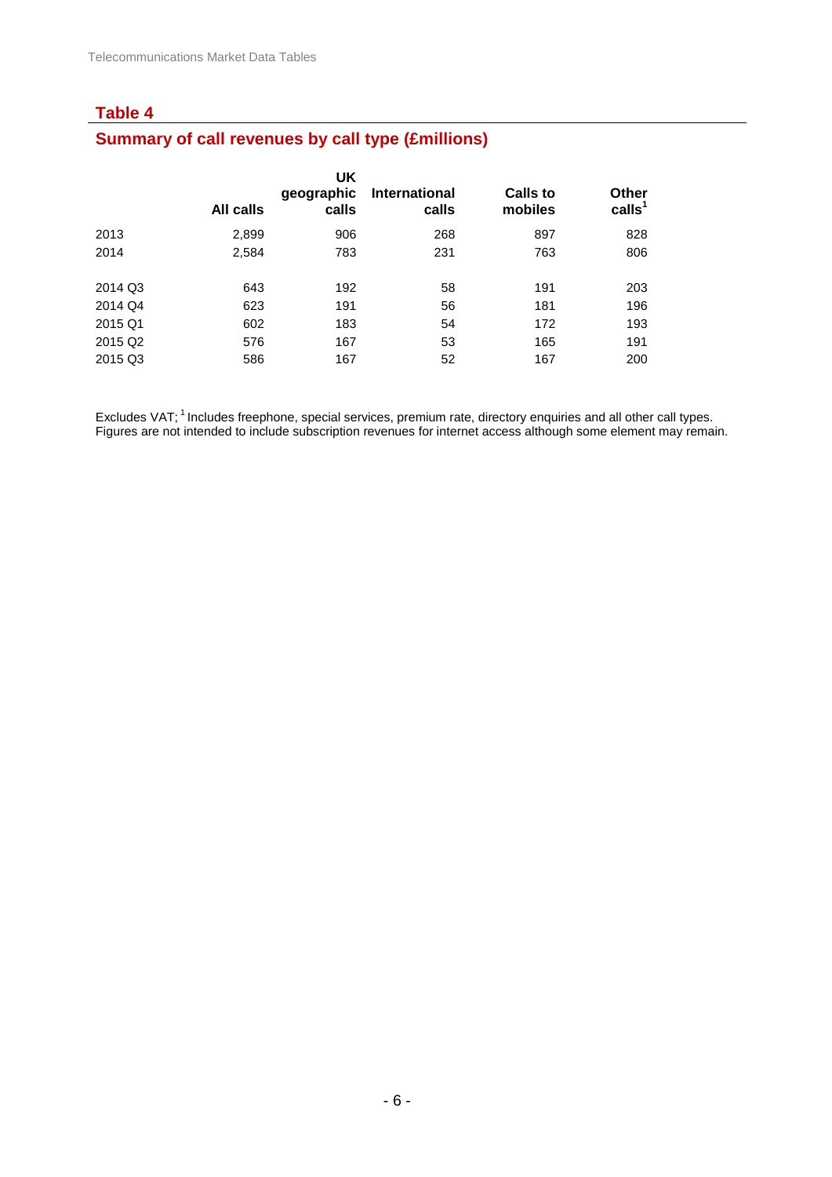## Table 4

### Summary of call revenues by call type (£millions)

| | All calls | UK geographic calls | International calls | Calls to mobiles | Other calls[1] |
|---|---|---|---|---|---|
| 2013 | 2,899 | 906 | 268 | 897 | 828 |
| 2014 | 2,584 | 783 | 231 | 763 | 806 |
| | | | | | |
| 2014 Q3 | 643 | 192 | 58 | 191 | 203 |
| 2014 Q4 | 623 | 191 | 56 | 181 | 196 |
| 2015 Q1 | 602 | 183 | 54 | 172 | 193 |
| 2015 Q2 | 576 | 167 | 53 | 165 | 191 |
| 2015 Q3 | 586 | 167 | 52 | 167 | 200 |

Excludes VAT; [1] Includes freephone, special services, premium rate, directory enquiries and all other call types. Figures are not intended to include subscription revenues for internet access although some element may remain.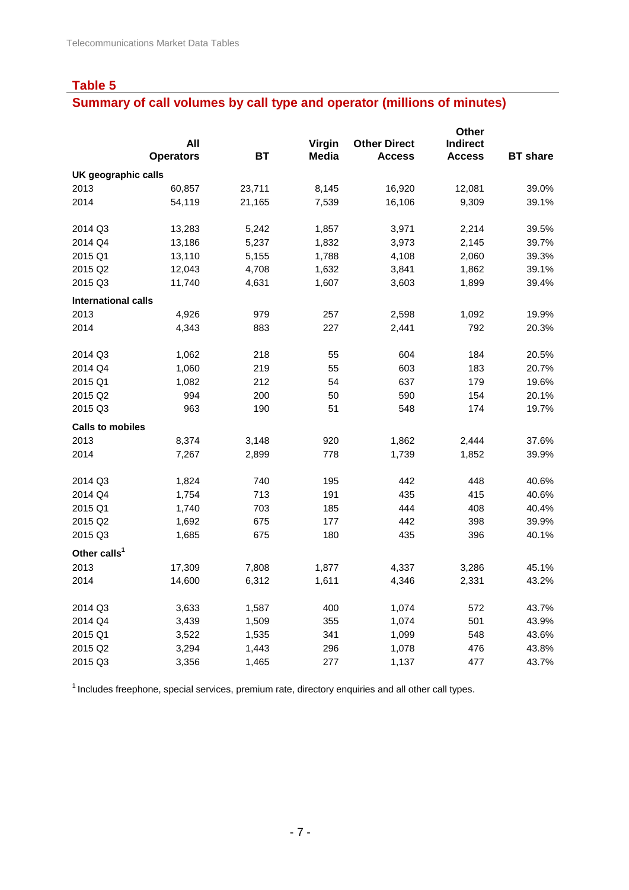## Table 5

### Summary of call volumes by call type and operator (millions of minutes)

| | All Operators | BT | Virgin Media | Other Direct Access | Other Indirect Access | BT share |
|---|---|---|---|---|---|---|
| **UK geographic calls** | | | | | | |
| 2013 | 60,857 | 23,711 | 8,145 | 16,920 | 12,081 | 39.0% |
| 2014 | 54,119 | 21,165 | 7,539 | 16,106 | 9,309 | 39.1% |
| | | | | | | |
| 2014 Q3 | 13,283 | 5,242 | 1,857 | 3,971 | 2,214 | 39.5% |
| 2014 Q4 | 13,186 | 5,237 | 1,832 | 3,973 | 2,145 | 39.7% |
| 2015 Q1 | 13,110 | 5,155 | 1,788 | 4,108 | 2,060 | 39.3% |
| 2015 Q2 | 12,043 | 4,708 | 1,632 | 3,841 | 1,862 | 39.1% |
| 2015 Q3 | 11,740 | 4,631 | 1,607 | 3,603 | 1,899 | 39.4% |
| **International calls** | | | | | | |
| 2013 | 4,926 | 979 | 257 | 2,598 | 1,092 | 19.9% |
| 2014 | 4,343 | 883 | 227 | 2,441 | 792 | 20.3% |
| | | | | | | |
| 2014 Q3 | 1,062 | 218 | 55 | 604 | 184 | 20.5% |
| 2014 Q4 | 1,060 | 219 | 55 | 603 | 183 | 20.7% |
| 2015 Q1 | 1,082 | 212 | 54 | 637 | 179 | 19.6% |
| 2015 Q2 | 994 | 200 | 50 | 590 | 154 | 20.1% |
| 2015 Q3 | 963 | 190 | 51 | 548 | 174 | 19.7% |
| **Calls to mobiles** | | | | | | |
| 2013 | 8,374 | 3,148 | 920 | 1,862 | 2,444 | 37.6% |
| 2014 | 7,267 | 2,899 | 778 | 1,739 | 1,852 | 39.9% |
| | | | | | | |
| 2014 Q3 | 1,824 | 740 | 195 | 442 | 448 | 40.6% |
| 2014 Q4 | 1,754 | 713 | 191 | 435 | 415 | 40.6% |
| 2015 Q1 | 1,740 | 703 | 185 | 444 | 408 | 40.4% |
| 2015 Q2 | 1,692 | 675 | 177 | 442 | 398 | 39.9% |
| 2015 Q3 | 1,685 | 675 | 180 | 435 | 396 | 40.1% |
| **Other calls[1]** | | | | | | |
| 2013 | 17,309 | 7,808 | 1,877 | 4,337 | 3,286 | 45.1% |
| 2014 | 14,600 | 6,312 | 1,611 | 4,346 | 2,331 | 43.2% |
| | | | | | | |
| 2014 Q3 | 3,633 | 1,587 | 400 | 1,074 | 572 | 43.7% |
| 2014 Q4 | 3,439 | 1,509 | 355 | 1,074 | 501 | 43.9% |
| 2015 Q1 | 3,522 | 1,535 | 341 | 1,099 | 548 | 43.6% |
| 2015 Q2 | 3,294 | 1,443 | 296 | 1,078 | 476 | 43.8% |
| 2015 Q3 | 3,356 | 1,465 | 277 | 1,137 | 477 | 43.7% |

[1] Includes freephone, special services, premium rate, directory enquiries and all other call types.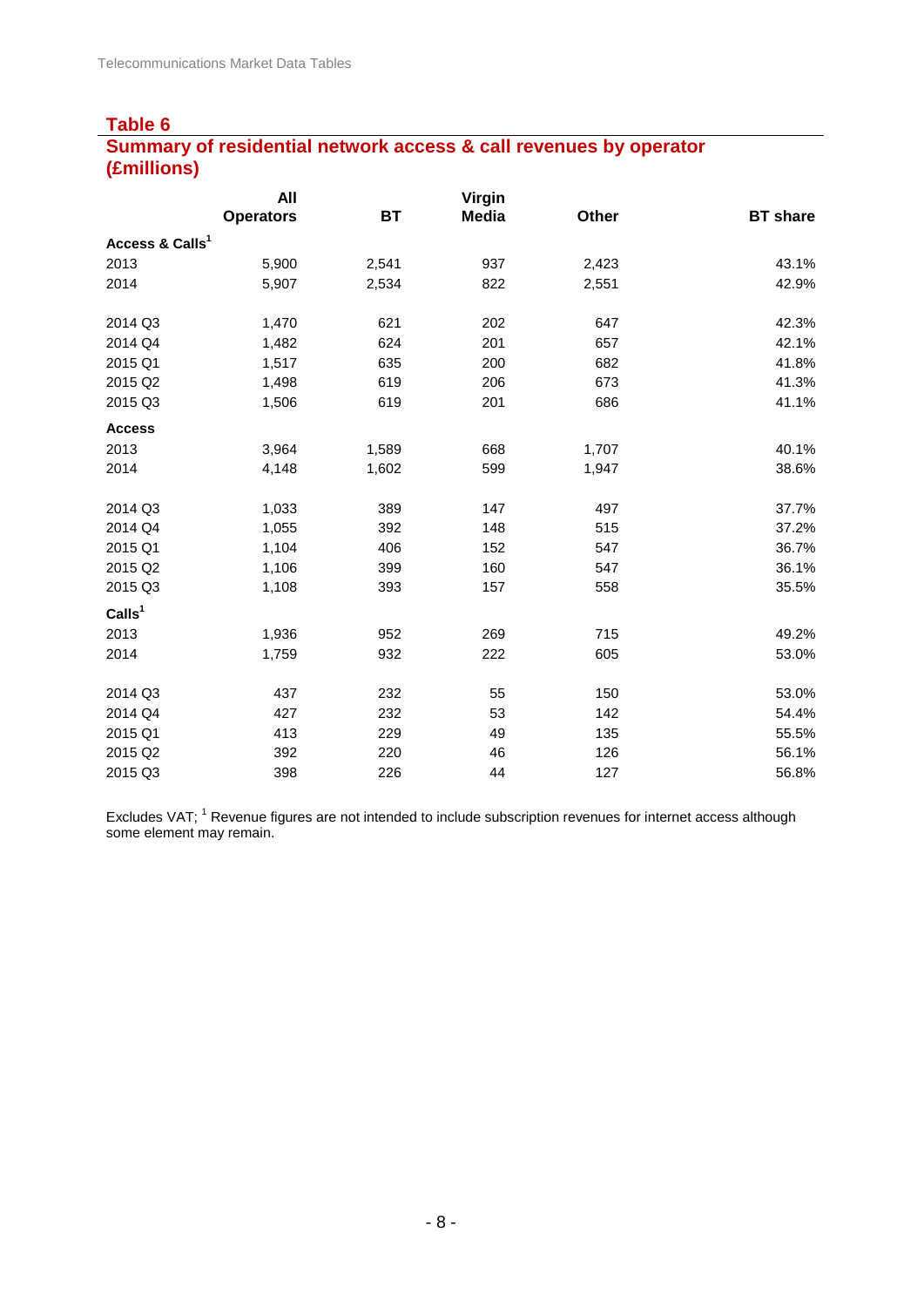## Table 6

## Summary of residential network access & call revenues by operator (£millions)

| | All Operators | BT | Virgin Media | Other | BT share |
|---|---|---|---|---|---|
| **Access & Calls[1]** | | | | | |
| 2013 | 5,900 | 2,541 | 937 | 2,423 | 43.1% |
| 2014 | 5,907 | 2,534 | 822 | 2,551 | 42.9% |
| | | | | | |
| 2014 Q3 | 1,470 | 621 | 202 | 647 | 42.3% |
| 2014 Q4 | 1,482 | 624 | 201 | 657 | 42.1% |
| 2015 Q1 | 1,517 | 635 | 200 | 682 | 41.8% |
| 2015 Q2 | 1,498 | 619 | 206 | 673 | 41.3% |
| 2015 Q3 | 1,506 | 619 | 201 | 686 | 41.1% |
| **Access** | | | | | |
| 2013 | 3,964 | 1,589 | 668 | 1,707 | 40.1% |
| 2014 | 4,148 | 1,602 | 599 | 1,947 | 38.6% |
| | | | | | |
| 2014 Q3 | 1,033 | 389 | 147 | 497 | 37.7% |
| 2014 Q4 | 1,055 | 392 | 148 | 515 | 37.2% |
| 2015 Q1 | 1,104 | 406 | 152 | 547 | 36.7% |
| 2015 Q2 | 1,106 | 399 | 160 | 547 | 36.1% |
| 2015 Q3 | 1,108 | 393 | 157 | 558 | 35.5% |
| **Calls[1]** | | | | | |
| 2013 | 1,936 | 952 | 269 | 715 | 49.2% |
| 2014 | 1,759 | 932 | 222 | 605 | 53.0% |
| | | | | | |
| 2014 Q3 | 437 | 232 | 55 | 150 | 53.0% |
| 2014 Q4 | 427 | 232 | 53 | 142 | 54.4% |
| 2015 Q1 | 413 | 229 | 49 | 135 | 55.5% |
| 2015 Q2 | 392 | 220 | 46 | 126 | 56.1% |
| 2015 Q3 | 398 | 226 | 44 | 127 | 56.8% |

Excludes VAT; [1] Revenue figures are not intended to include subscription revenues for internet access although some element may remain.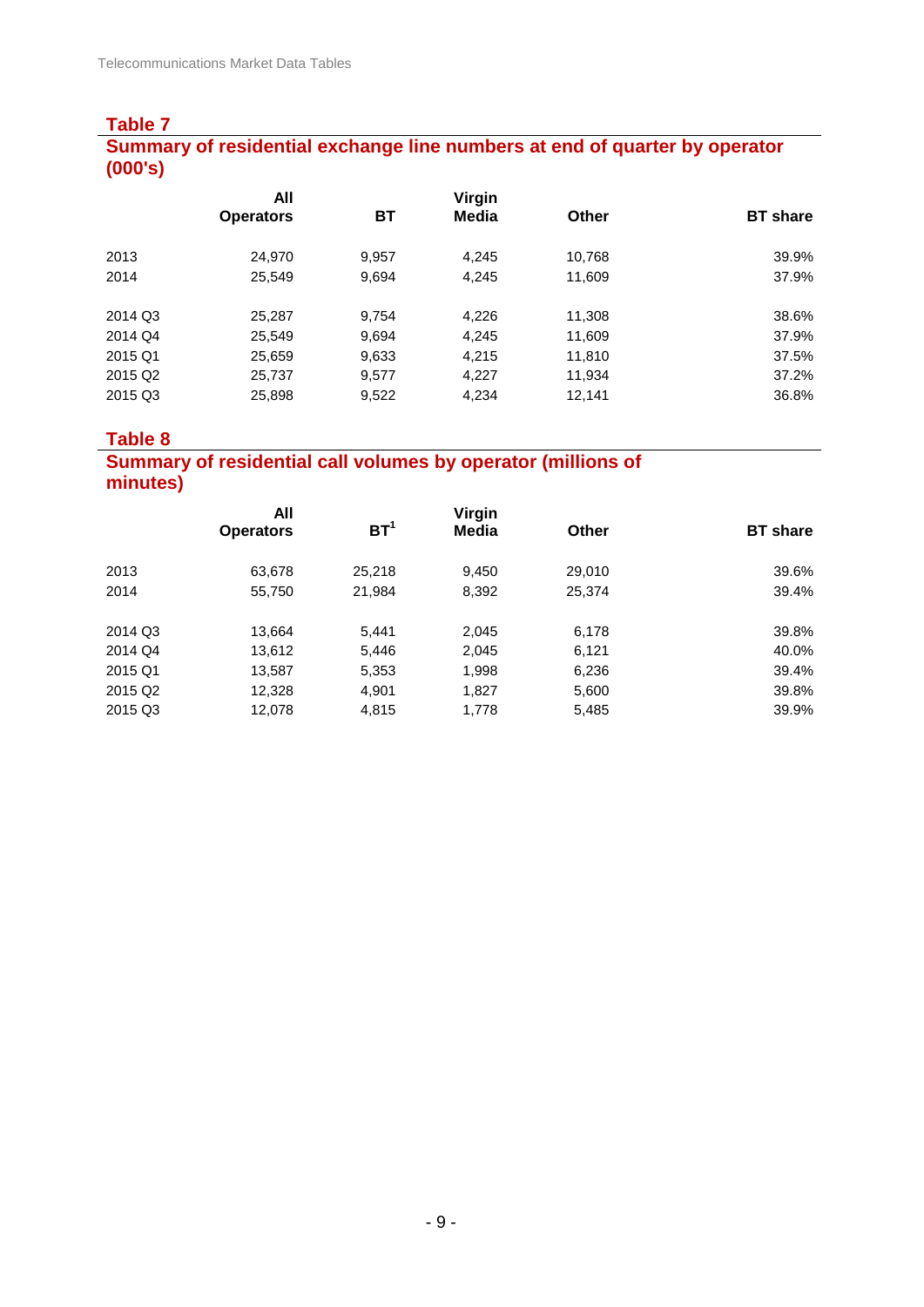## Table 7

### Summary of residential exchange line numbers at end of quarter by operator (000's)

| | All Operators | BT | Virgin Media | Other | BT share |
|---|---|---|---|---|---|
| 2013 | 24,970 | 9,957 | 4,245 | 10,768 | 39.9% |
| 2014 | 25,549 | 9,694 | 4,245 | 11,609 | 37.9% |
| | | | | | |
| 2014 Q3 | 25,287 | 9,754 | 4,226 | 11,308 | 38.6% |
| 2014 Q4 | 25,549 | 9,694 | 4,245 | 11,609 | 37.9% |
| 2015 Q1 | 25,659 | 9,633 | 4,215 | 11,810 | 37.5% |
| 2015 Q2 | 25,737 | 9,577 | 4,227 | 11,934 | 37.2% |
| 2015 Q3 | 25,898 | 9,522 | 4,234 | 12,141 | 36.8% |

## Table 8

### Summary of residential call volumes by operator (millions of minutes)

| | All Operators | BT[1] | Virgin Media | Other | BT share |
|---|---|---|---|---|---|
| 2013 | 63,678 | 25,218 | 9,450 | 29,010 | 39.6% |
| 2014 | 55,750 | 21,984 | 8,392 | 25,374 | 39.4% |
| | | | | | |
| 2014 Q3 | 13,664 | 5,441 | 2,045 | 6,178 | 39.8% |
| 2014 Q4 | 13,612 | 5,446 | 2,045 | 6,121 | 40.0% |
| 2015 Q1 | 13,587 | 5,353 | 1,998 | 6,236 | 39.4% |
| 2015 Q2 | 12,328 | 4,901 | 1,827 | 5,600 | 39.8% |
| 2015 Q3 | 12,078 | 4,815 | 1,778 | 5,485 | 39.9% |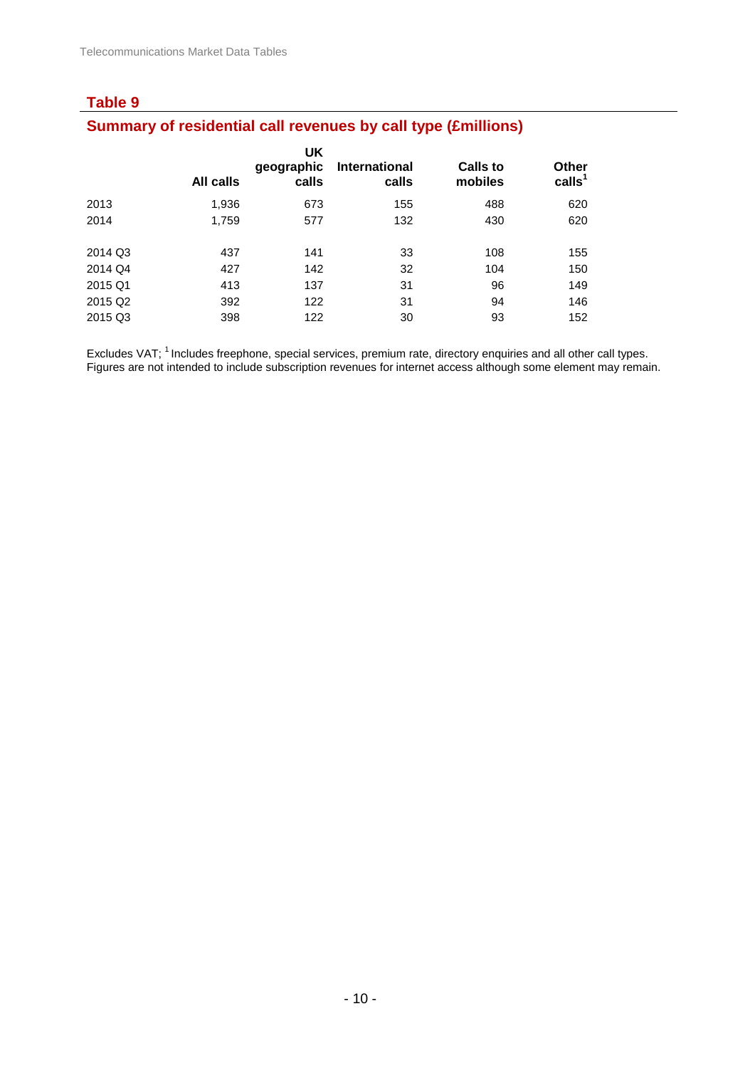## Table 9

### Summary of residential call revenues by call type (£millions)

| | All calls | UK geographic calls | International calls | Calls to mobiles | Other calls[1] |
|---|---|---|---|---|---|
| 2013 | 1,936 | 673 | 155 | 488 | 620 |
| 2014 | 1,759 | 577 | 132 | 430 | 620 |
| | | | | | |
| 2014 Q3 | 437 | 141 | 33 | 108 | 155 |
| 2014 Q4 | 427 | 142 | 32 | 104 | 150 |
| 2015 Q1 | 413 | 137 | 31 | 96 | 149 |
| 2015 Q2 | 392 | 122 | 31 | 94 | 146 |
| 2015 Q3 | 398 | 122 | 30 | 93 | 152 |

Excludes VAT; [1] Includes freephone, special services, premium rate, directory enquiries and all other call types. Figures are not intended to include subscription revenues for internet access although some element may remain.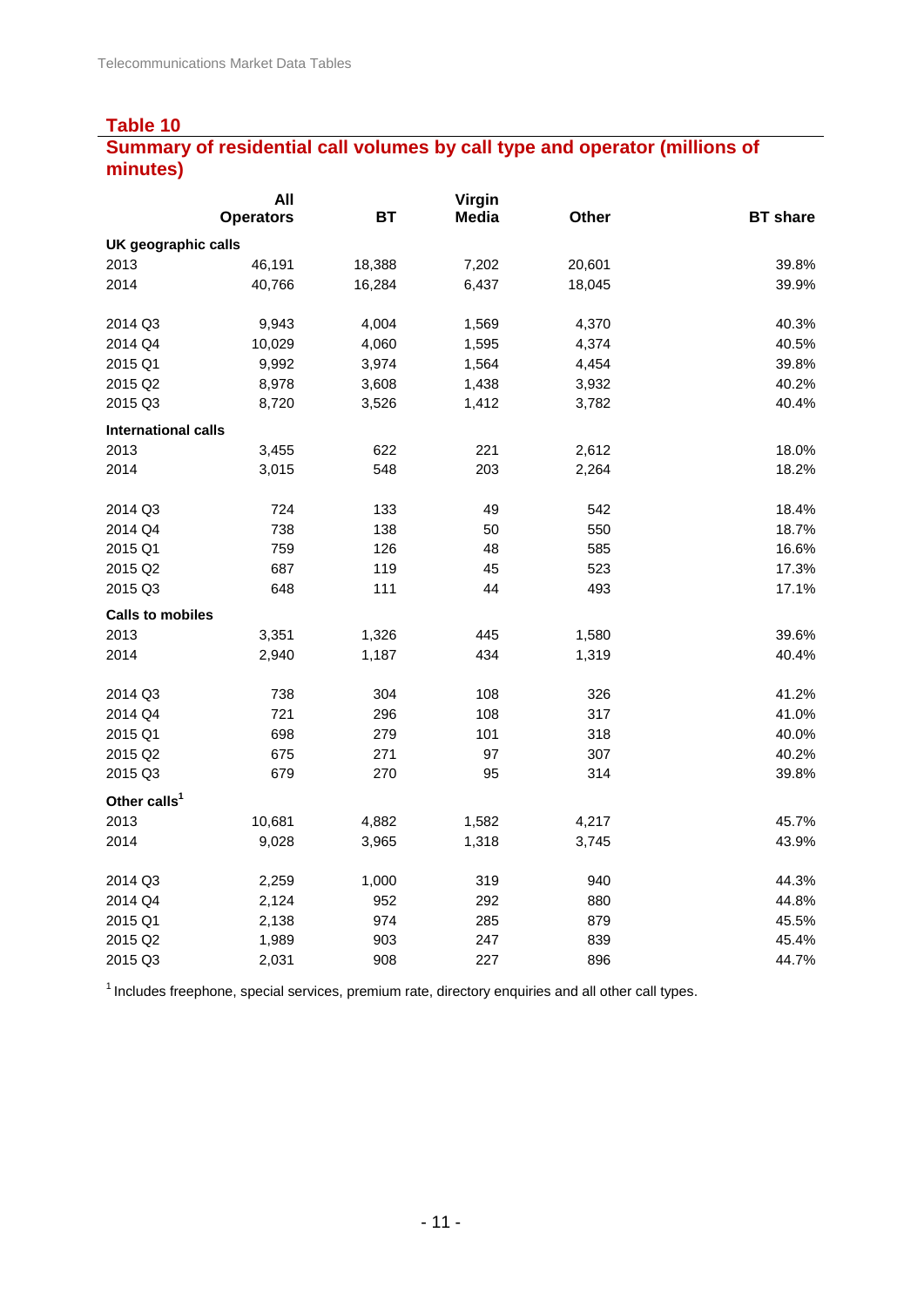## Table 10

## Summary of residential call volumes by call type and operator (millions of minutes)

| | All Operators | BT | Virgin Media | Other | BT share |
|---|---|---|---|---|---|
| **UK geographic calls** | | | | | |
| 2013 | 46,191 | 18,388 | 7,202 | 20,601 | 39.8% |
| 2014 | 40,766 | 16,284 | 6,437 | 18,045 | 39.9% |
| | | | | | |
| 2014 Q3 | 9,943 | 4,004 | 1,569 | 4,370 | 40.3% |
| 2014 Q4 | 10,029 | 4,060 | 1,595 | 4,374 | 40.5% |
| 2015 Q1 | 9,992 | 3,974 | 1,564 | 4,454 | 39.8% |
| 2015 Q2 | 8,978 | 3,608 | 1,438 | 3,932 | 40.2% |
| 2015 Q3 | 8,720 | 3,526 | 1,412 | 3,782 | 40.4% |
| **International calls** | | | | | |
| 2013 | 3,455 | 622 | 221 | 2,612 | 18.0% |
| 2014 | 3,015 | 548 | 203 | 2,264 | 18.2% |
| | | | | | |
| 2014 Q3 | 724 | 133 | 49 | 542 | 18.4% |
| 2014 Q4 | 738 | 138 | 50 | 550 | 18.7% |
| 2015 Q1 | 759 | 126 | 48 | 585 | 16.6% |
| 2015 Q2 | 687 | 119 | 45 | 523 | 17.3% |
| 2015 Q3 | 648 | 111 | 44 | 493 | 17.1% |
| **Calls to mobiles** | | | | | |
| 2013 | 3,351 | 1,326 | 445 | 1,580 | 39.6% |
| 2014 | 2,940 | 1,187 | 434 | 1,319 | 40.4% |
| | | | | | |
| 2014 Q3 | 738 | 304 | 108 | 326 | 41.2% |
| 2014 Q4 | 721 | 296 | 108 | 317 | 41.0% |
| 2015 Q1 | 698 | 279 | 101 | 318 | 40.0% |
| 2015 Q2 | 675 | 271 | 97 | 307 | 40.2% |
| 2015 Q3 | 679 | 270 | 95 | 314 | 39.8% |
| **Other calls[1]** | | | | | |
| 2013 | 10,681 | 4,882 | 1,582 | 4,217 | 45.7% |
| 2014 | 9,028 | 3,965 | 1,318 | 3,745 | 43.9% |
| | | | | | |
| 2014 Q3 | 2,259 | 1,000 | 319 | 940 | 44.3% |
| 2014 Q4 | 2,124 | 952 | 292 | 880 | 44.8% |
| 2015 Q1 | 2,138 | 974 | 285 | 879 | 45.5% |
| 2015 Q2 | 1,989 | 903 | 247 | 839 | 45.4% |
| 2015 Q3 | 2,031 | 908 | 227 | 896 | 44.7% |

[1] Includes freephone, special services, premium rate, directory enquiries and all other call types.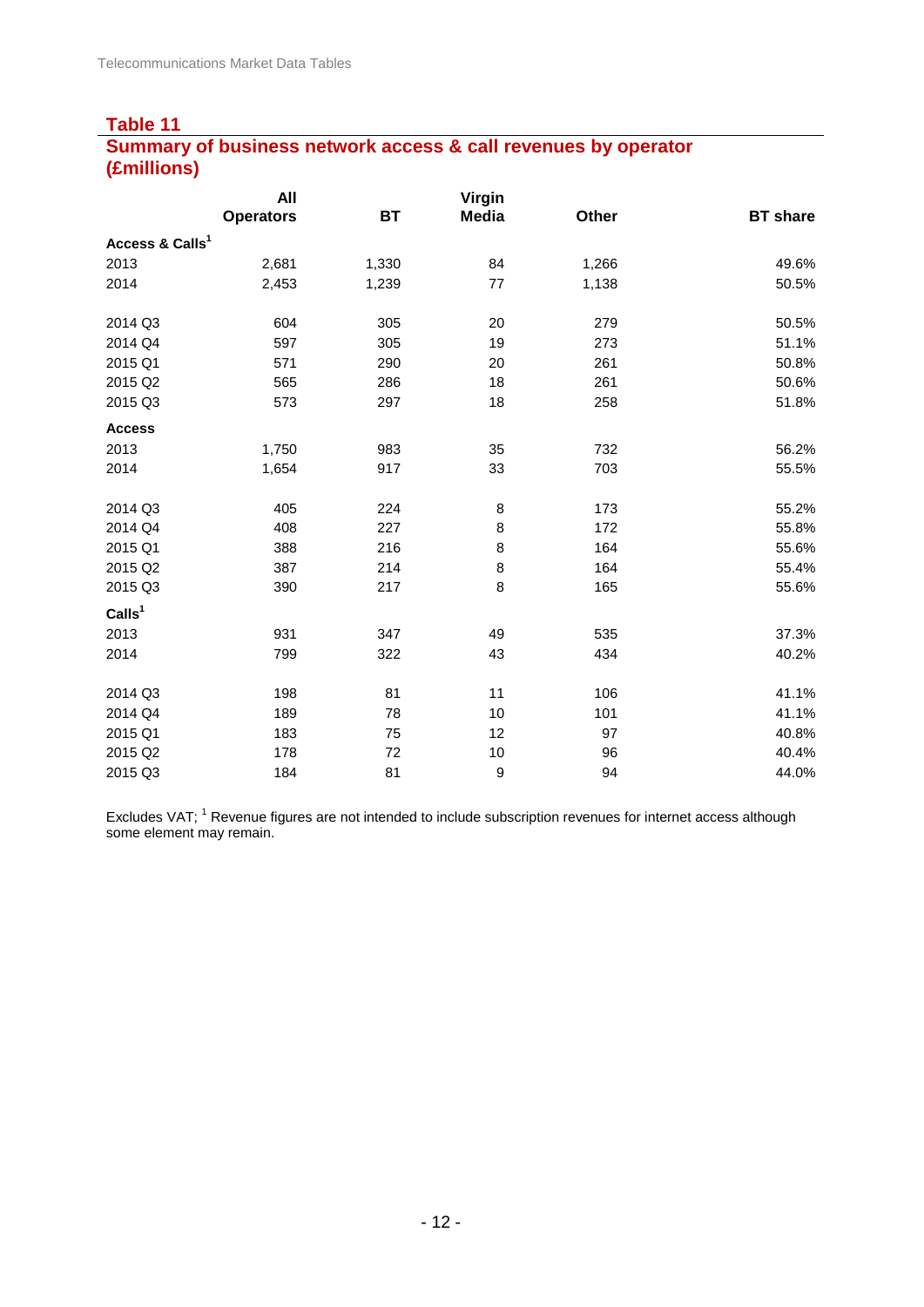## Table 11

## Summary of business network access & call revenues by operator (£millions)

| | All Operators | BT | Virgin Media | Other | BT share |
|---|---|---|---|---|---|
| **Access & Calls[1]** | | | | | |
| 2013 | 2,681 | 1,330 | 84 | 1,266 | 49.6% |
| 2014 | 2,453 | 1,239 | 77 | 1,138 | 50.5% |
| | | | | | |
| 2014 Q3 | 604 | 305 | 20 | 279 | 50.5% |
| 2014 Q4 | 597 | 305 | 19 | 273 | 51.1% |
| 2015 Q1 | 571 | 290 | 20 | 261 | 50.8% |
| 2015 Q2 | 565 | 286 | 18 | 261 | 50.6% |
| 2015 Q3 | 573 | 297 | 18 | 258 | 51.8% |
| **Access** | | | | | |
| 2013 | 1,750 | 983 | 35 | 732 | 56.2% |
| 2014 | 1,654 | 917 | 33 | 703 | 55.5% |
| | | | | | |
| 2014 Q3 | 405 | 224 | 8 | 173 | 55.2% |
| 2014 Q4 | 408 | 227 | 8 | 172 | 55.8% |
| 2015 Q1 | 388 | 216 | 8 | 164 | 55.6% |
| 2015 Q2 | 387 | 214 | 8 | 164 | 55.4% |
| 2015 Q3 | 390 | 217 | 8 | 165 | 55.6% |
| **Calls[1]** | | | | | |
| 2013 | 931 | 347 | 49 | 535 | 37.3% |
| 2014 | 799 | 322 | 43 | 434 | 40.2% |
| | | | | | |
| 2014 Q3 | 198 | 81 | 11 | 106 | 41.1% |
| 2014 Q4 | 189 | 78 | 10 | 101 | 41.1% |
| 2015 Q1 | 183 | 75 | 12 | 97 | 40.8% |
| 2015 Q2 | 178 | 72 | 10 | 96 | 40.4% |
| 2015 Q3 | 184 | 81 | 9 | 94 | 44.0% |

Excludes VAT; [1] Revenue figures are not intended to include subscription revenues for internet access although some element may remain.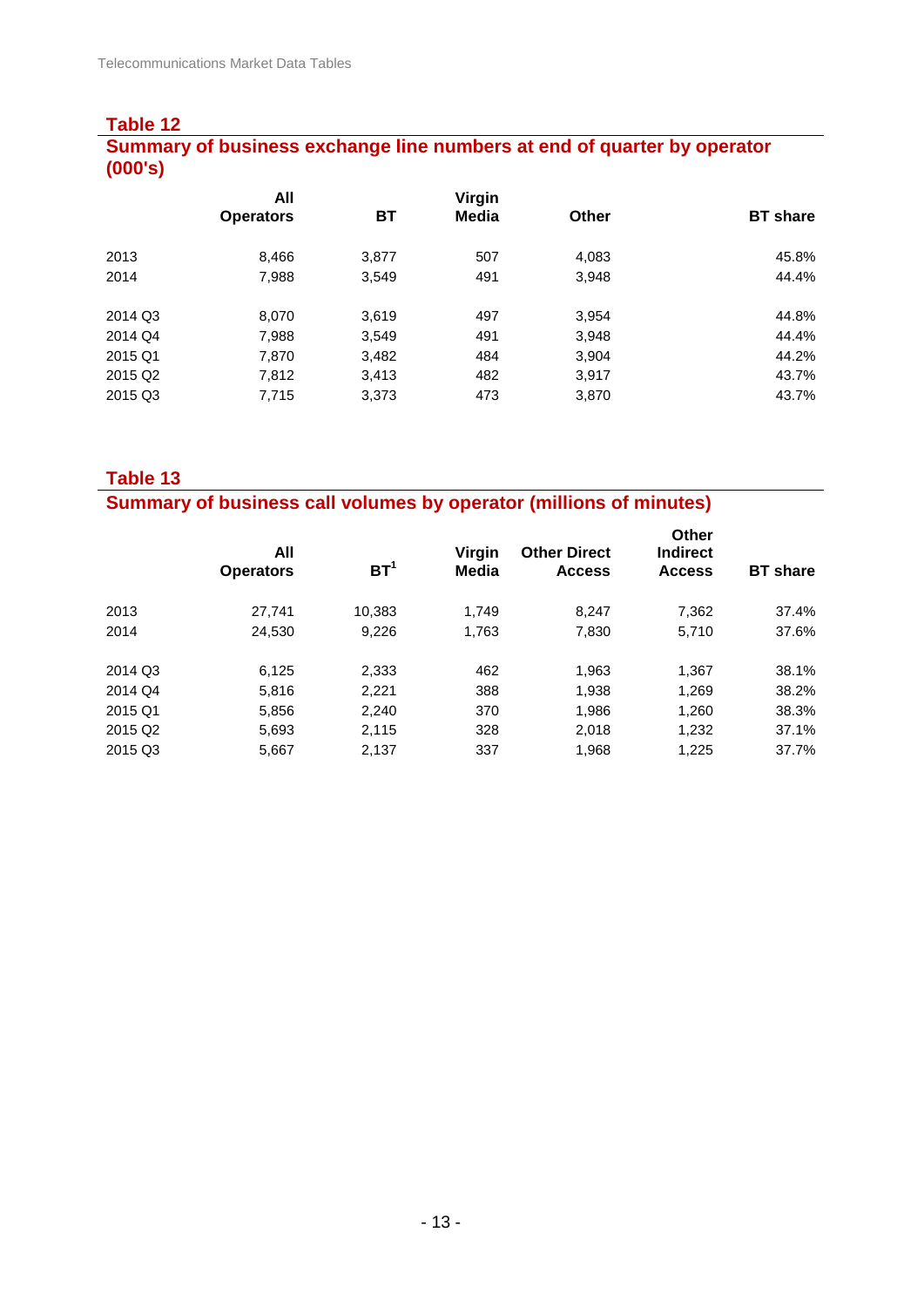## Table 12

## Summary of business exchange line numbers at end of quarter by operator (000's)

| | All Operators | BT | Virgin Media | Other | BT share |
|---|---|---|---|---|---|
| 2013 | 8,466 | 3,877 | 507 | 4,083 | 45.8% |
| 2014 | 7,988 | 3,549 | 491 | 3,948 | 44.4% |
| | | | | | |
| 2014 Q3 | 8,070 | 3,619 | 497 | 3,954 | 44.8% |
| 2014 Q4 | 7,988 | 3,549 | 491 | 3,948 | 44.4% |
| 2015 Q1 | 7,870 | 3,482 | 484 | 3,904 | 44.2% |
| 2015 Q2 | 7,812 | 3,413 | 482 | 3,917 | 43.7% |
| 2015 Q3 | 7,715 | 3,373 | 473 | 3,870 | 43.7% |

## Table 13

## Summary of business call volumes by operator (millions of minutes)

| | All Operators | BT[1] | Virgin Media | Other Direct Access | Other Indirect Access | BT share |
|---|---|---|---|---|---|---|
| 2013 | 27,741 | 10,383 | 1,749 | 8,247 | 7,362 | 37.4% |
| 2014 | 24,530 | 9,226 | 1,763 | 7,830 | 5,710 | 37.6% |
| | | | | | | |
| 2014 Q3 | 6,125 | 2,333 | 462 | 1,963 | 1,367 | 38.1% |
| 2014 Q4 | 5,816 | 2,221 | 388 | 1,938 | 1,269 | 38.2% |
| 2015 Q1 | 5,856 | 2,240 | 370 | 1,986 | 1,260 | 38.3% |
| 2015 Q2 | 5,693 | 2,115 | 328 | 2,018 | 1,232 | 37.1% |
| 2015 Q3 | 5,667 | 2,137 | 337 | 1,968 | 1,225 | 37.7% |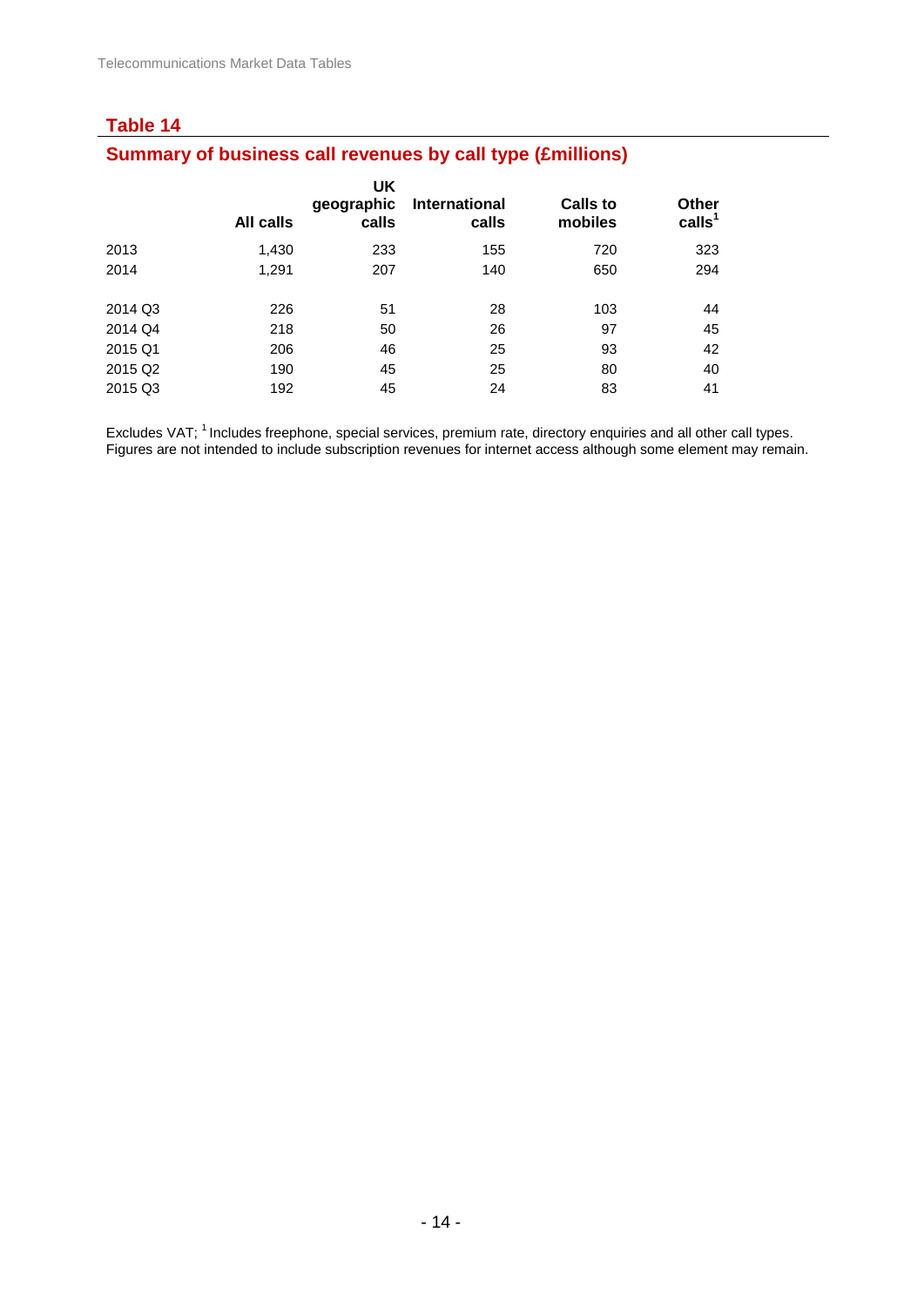## Table 14

### Summary of business call revenues by call type (£millions)

| | All calls | UK geographic calls | International calls | Calls to mobiles | Other calls[1] |
|---|---|---|---|---|---|
| 2013 | 1,430 | 233 | 155 | 720 | 323 |
| 2014 | 1,291 | 207 | 140 | 650 | 294 |
| | | | | | |
| 2014 Q3 | 226 | 51 | 28 | 103 | 44 |
| 2014 Q4 | 218 | 50 | 26 | 97 | 45 |
| 2015 Q1 | 206 | 46 | 25 | 93 | 42 |
| 2015 Q2 | 190 | 45 | 25 | 80 | 40 |
| 2015 Q3 | 192 | 45 | 24 | 83 | 41 |

Excludes VAT; [1] Includes freephone, special services, premium rate, directory enquiries and all other call types. Figures are not intended to include subscription revenues for internet access although some element may remain.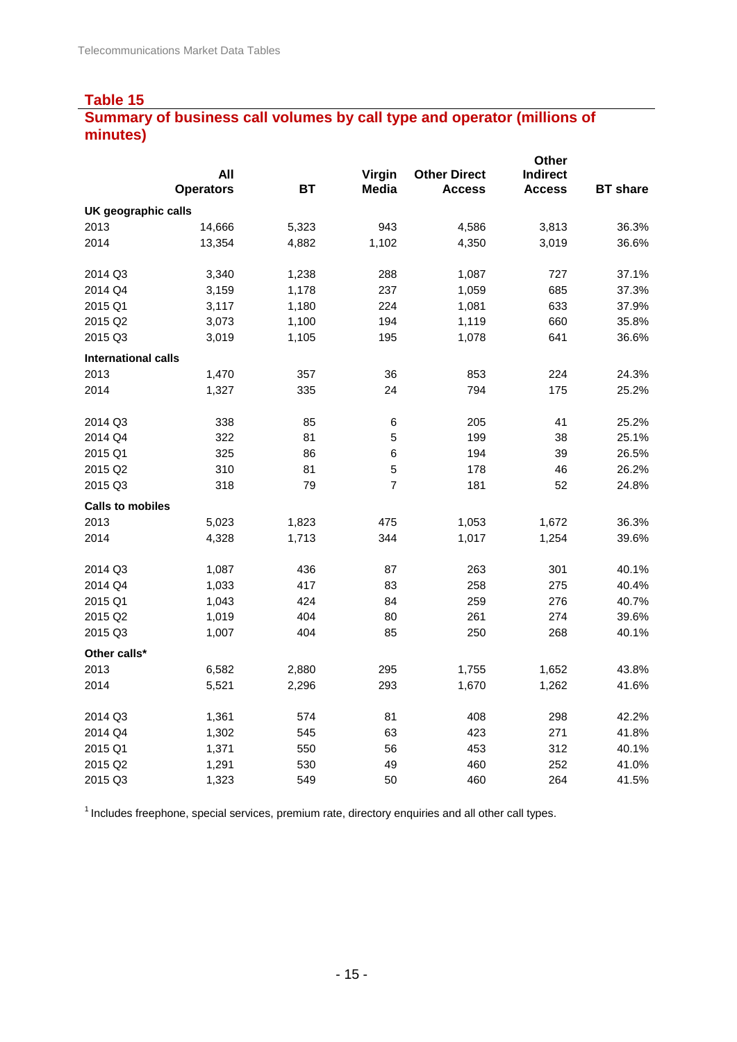## Table 15

## Summary of business call volumes by call type and operator (millions of minutes)

| | All Operators | BT | Virgin Media | Other Direct Access | Other Indirect Access | BT share |
|---|---|---|---|---|---|---|
| **UK geographic calls** | | | | | | |
| 2013 | 14,666 | 5,323 | 943 | 4,586 | 3,813 | 36.3% |
| 2014 | 13,354 | 4,882 | 1,102 | 4,350 | 3,019 | 36.6% |
| 2014 Q3 | 3,340 | 1,238 | 288 | 1,087 | 727 | 37.1% |
| 2014 Q4 | 3,159 | 1,178 | 237 | 1,059 | 685 | 37.3% |
| 2015 Q1 | 3,117 | 1,180 | 224 | 1,081 | 633 | 37.9% |
| 2015 Q2 | 3,073 | 1,100 | 194 | 1,119 | 660 | 35.8% |
| 2015 Q3 | 3,019 | 1,105 | 195 | 1,078 | 641 | 36.6% |
| **International calls** | | | | | | |
| 2013 | 1,470 | 357 | 36 | 853 | 224 | 24.3% |
| 2014 | 1,327 | 335 | 24 | 794 | 175 | 25.2% |
| 2014 Q3 | 338 | 85 | 6 | 205 | 41 | 25.2% |
| 2014 Q4 | 322 | 81 | 5 | 199 | 38 | 25.1% |
| 2015 Q1 | 325 | 86 | 6 | 194 | 39 | 26.5% |
| 2015 Q2 | 310 | 81 | 5 | 178 | 46 | 26.2% |
| 2015 Q3 | 318 | 79 | 7 | 181 | 52 | 24.8% |
| **Calls to mobiles** | | | | | | |
| 2013 | 5,023 | 1,823 | 475 | 1,053 | 1,672 | 36.3% |
| 2014 | 4,328 | 1,713 | 344 | 1,017 | 1,254 | 39.6% |
| 2014 Q3 | 1,087 | 436 | 87 | 263 | 301 | 40.1% |
| 2014 Q4 | 1,033 | 417 | 83 | 258 | 275 | 40.4% |
| 2015 Q1 | 1,043 | 424 | 84 | 259 | 276 | 40.7% |
| 2015 Q2 | 1,019 | 404 | 80 | 261 | 274 | 39.6% |
| 2015 Q3 | 1,007 | 404 | 85 | 250 | 268 | 40.1% |
| **Other calls*** | | | | | | |
| 2013 | 6,582 | 2,880 | 295 | 1,755 | 1,652 | 43.8% |
| 2014 | 5,521 | 2,296 | 293 | 1,670 | 1,262 | 41.6% |
| 2014 Q3 | 1,361 | 574 | 81 | 408 | 298 | 42.2% |
| 2014 Q4 | 1,302 | 545 | 63 | 423 | 271 | 41.8% |
| 2015 Q1 | 1,371 | 550 | 56 | 453 | 312 | 40.1% |
| 2015 Q2 | 1,291 | 530 | 49 | 460 | 252 | 41.0% |
| 2015 Q3 | 1,323 | 549 | 50 | 460 | 264 | 41.5% |

[1] Includes freephone, special services, premium rate, directory enquiries and all other call types.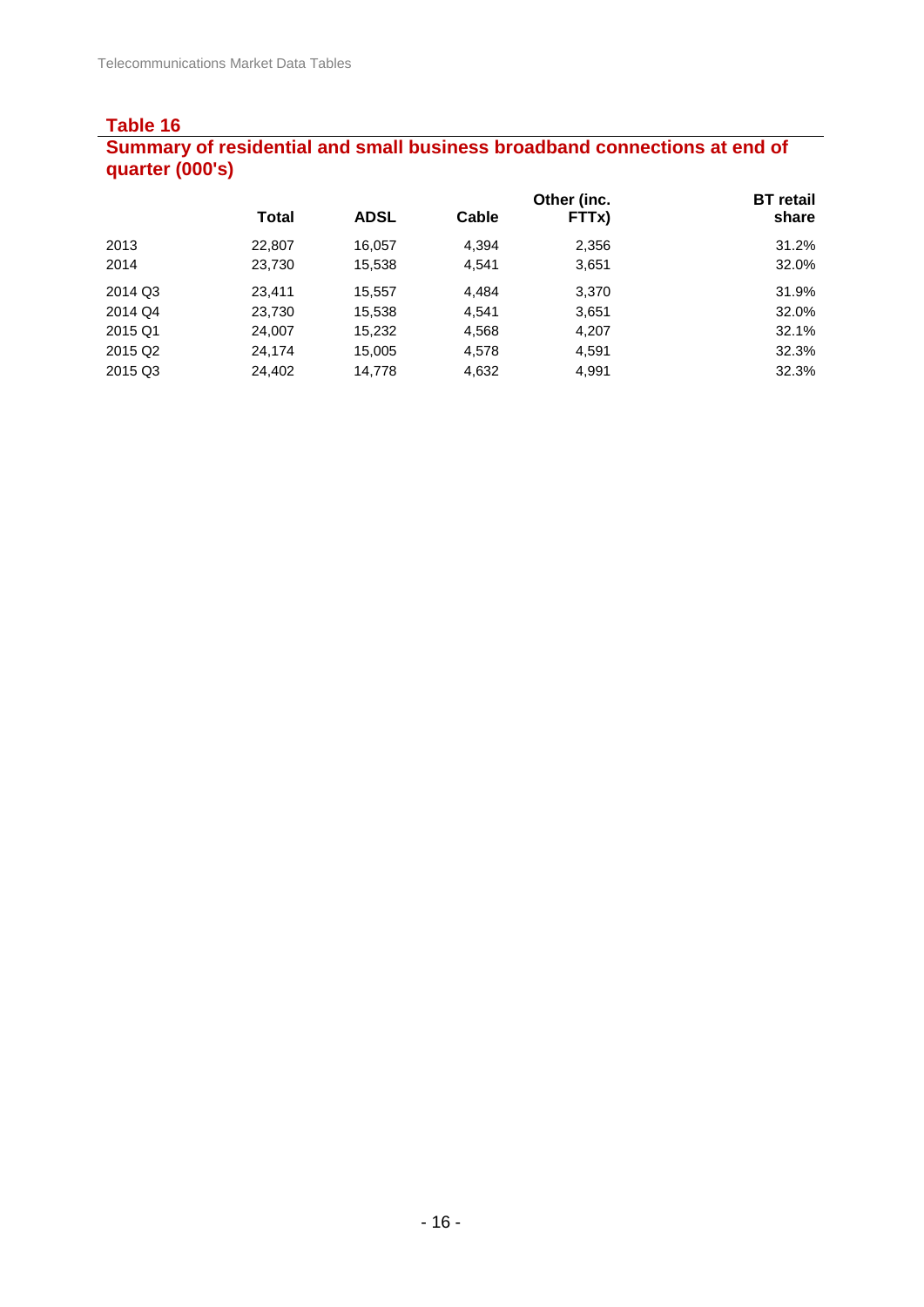## Table 16

### Summary of residential and small business broadband connections at end of quarter (000's)

| | Total | ADSL | Cable | Other (inc. FTTx) | BT retail share |
|---|---|---|---|---|---|
| 2013 | 22,807 | 16,057 | 4,394 | 2,356 | 31.2% |
| 2014 | 23,730 | 15,538 | 4,541 | 3,651 | 32.0% |
| 2014 Q3 | 23,411 | 15,557 | 4,484 | 3,370 | 31.9% |
| 2014 Q4 | 23,730 | 15,538 | 4,541 | 3,651 | 32.0% |
| 2015 Q1 | 24,007 | 15,232 | 4,568 | 4,207 | 32.1% |
| 2015 Q2 | 24,174 | 15,005 | 4,578 | 4,591 | 32.3% |
| 2015 Q3 | 24,402 | 14,778 | 4,632 | 4,991 | 32.3% |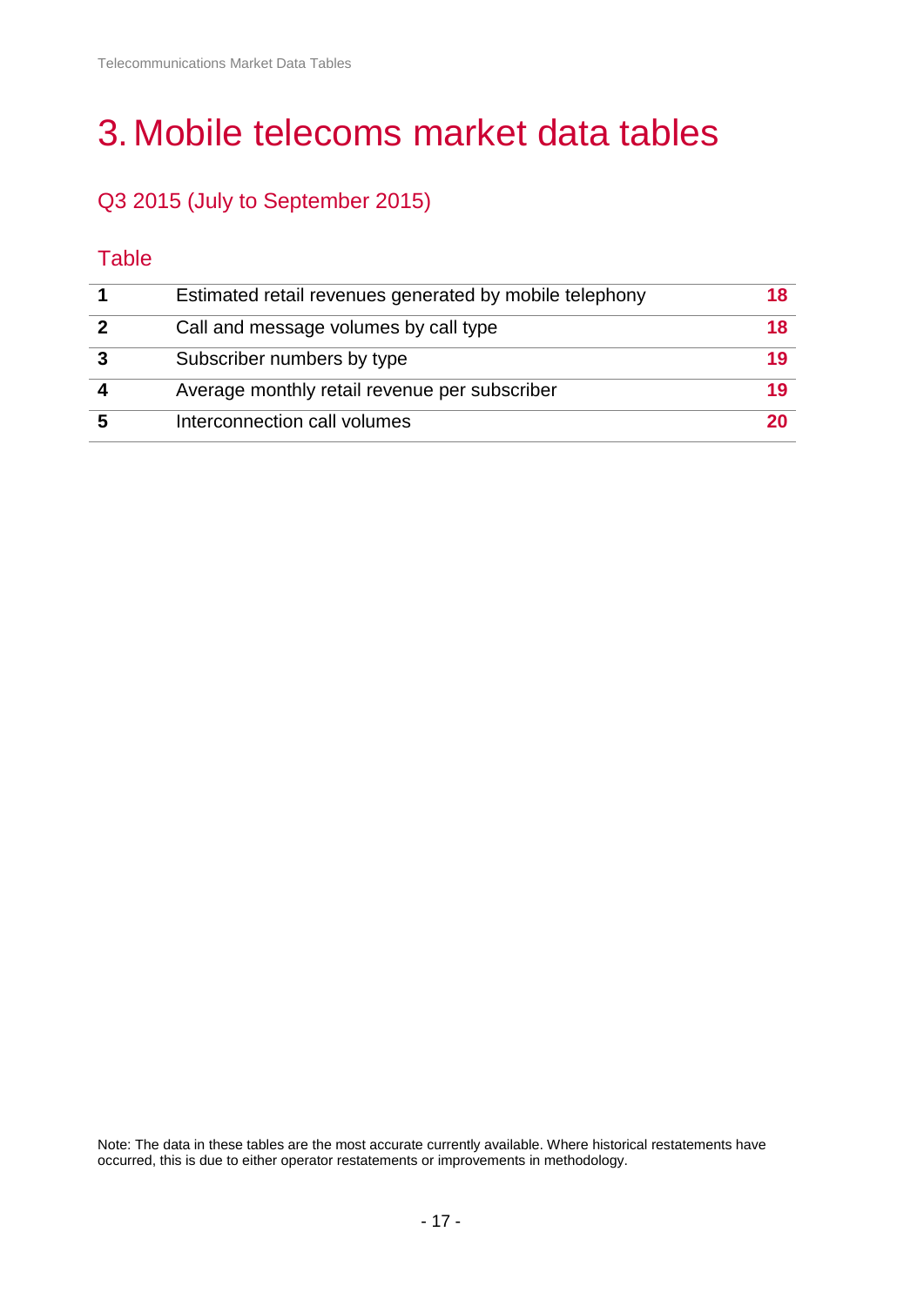# 3. Mobile telecoms market data tables

## Q3 2015 (July to September 2015)

### Table

| | | |
|---|---|---|
| **1** | Estimated retail revenues generated by mobile telephony | **18** |
| **2** | Call and message volumes by call type | **18** |
| **3** | Subscriber numbers by type | **19** |
| **4** | Average monthly retail revenue per subscriber | **19** |
| **5** | Interconnection call volumes | **20** |

Note: The data in these tables are the most accurate currently available. Where historical restatements have occurred, this is due to either operator restatements or improvements in methodology.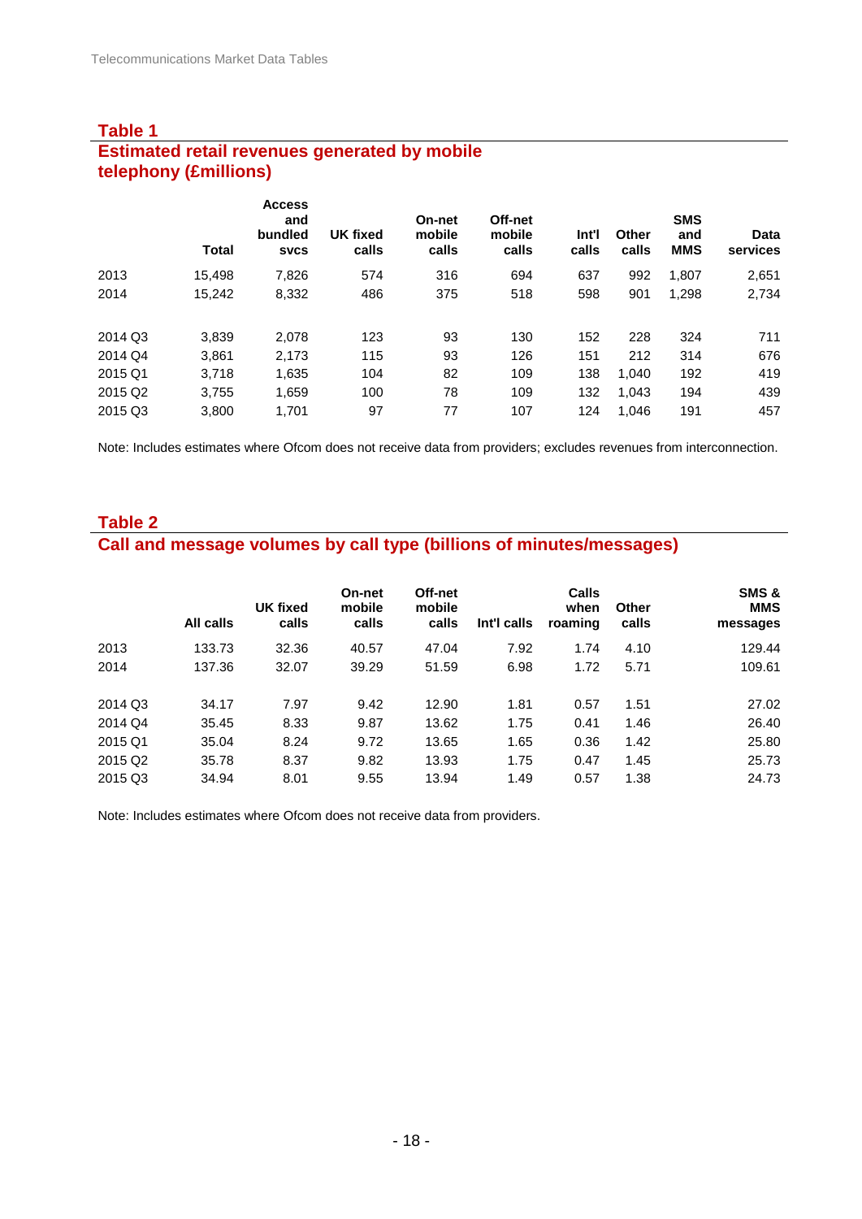## Table 1
## Estimated retail revenues generated by mobile telephony (£millions)

| | Total | Access and bundled svcs | UK fixed calls | On-net mobile calls | Off-net mobile calls | Int'l calls | Other calls | SMS and MMS | Data services |
|---|---|---|---|---|---|---|---|---|---|
| 2013 | 15,498 | 7,826 | 574 | 316 | 694 | 637 | 992 | 1,807 | 2,651 |
| 2014 | 15,242 | 8,332 | 486 | 375 | 518 | 598 | 901 | 1,298 | 2,734 |
| 2014 Q3 | 3,839 | 2,078 | 123 | 93 | 130 | 152 | 228 | 324 | 711 |
| 2014 Q4 | 3,861 | 2,173 | 115 | 93 | 126 | 151 | 212 | 314 | 676 |
| 2015 Q1 | 3,718 | 1,635 | 104 | 82 | 109 | 138 | 1,040 | 192 | 419 |
| 2015 Q2 | 3,755 | 1,659 | 100 | 78 | 109 | 132 | 1,043 | 194 | 439 |
| 2015 Q3 | 3,800 | 1,701 | 97 | 77 | 107 | 124 | 1,046 | 191 | 457 |

Note: Includes estimates where Ofcom does not receive data from providers; excludes revenues from interconnection.

## Table 2
## Call and message volumes by call type (billions of minutes/messages)

| | All calls | UK fixed calls | On-net mobile calls | Off-net mobile calls | Int'l calls | Calls when roaming | Other calls | SMS & MMS messages |
|---|---|---|---|---|---|---|---|---|
| 2013 | 133.73 | 32.36 | 40.57 | 47.04 | 7.92 | 1.74 | 4.10 | 129.44 |
| 2014 | 137.36 | 32.07 | 39.29 | 51.59 | 6.98 | 1.72 | 5.71 | 109.61 |
| 2014 Q3 | 34.17 | 7.97 | 9.42 | 12.90 | 1.81 | 0.57 | 1.51 | 27.02 |
| 2014 Q4 | 35.45 | 8.33 | 9.87 | 13.62 | 1.75 | 0.41 | 1.46 | 26.40 |
| 2015 Q1 | 35.04 | 8.24 | 9.72 | 13.65 | 1.65 | 0.36 | 1.42 | 25.80 |
| 2015 Q2 | 35.78 | 8.37 | 9.82 | 13.93 | 1.75 | 0.47 | 1.45 | 25.73 |
| 2015 Q3 | 34.94 | 8.01 | 9.55 | 13.94 | 1.49 | 0.57 | 1.38 | 24.73 |

Note: Includes estimates where Ofcom does not receive data from providers.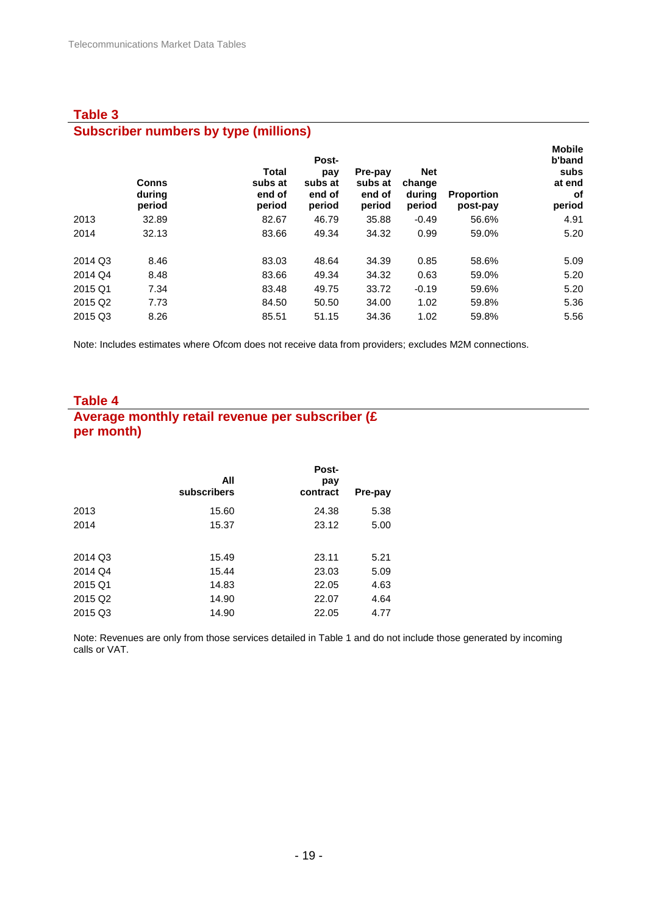## Table 3
## Subscriber numbers by type (millions)

| | Conns during period | Total subs at end of period | Post-pay subs at end of period | Pre-pay subs at end of period | Net change during period | Proportion post-pay | Mobile b'band subs at end of period |
|---|---|---|---|---|---|---|---|
| 2013 | 32.89 | 82.67 | 46.79 | 35.88 | -0.49 | 56.6% | 4.91 |
| 2014 | 32.13 | 83.66 | 49.34 | 34.32 | 0.99 | 59.0% | 5.20 |
| | | | | | | | |
| 2014 Q3 | 8.46 | 83.03 | 48.64 | 34.39 | 0.85 | 58.6% | 5.09 |
| 2014 Q4 | 8.48 | 83.66 | 49.34 | 34.32 | 0.63 | 59.0% | 5.20 |
| 2015 Q1 | 7.34 | 83.48 | 49.75 | 33.72 | -0.19 | 59.6% | 5.20 |
| 2015 Q2 | 7.73 | 84.50 | 50.50 | 34.00 | 1.02 | 59.8% | 5.36 |
| 2015 Q3 | 8.26 | 85.51 | 51.15 | 34.36 | 1.02 | 59.8% | 5.56 |

Note: Includes estimates where Ofcom does not receive data from providers; excludes M2M connections.

## Table 4
## Average monthly retail revenue per subscriber (£ per month)

| | All subscribers | Post-pay contract | Pre-pay |
|---|---|---|---|
| 2013 | 15.60 | 24.38 | 5.38 |
| 2014 | 15.37 | 23.12 | 5.00 |
| | | | |
| 2014 Q3 | 15.49 | 23.11 | 5.21 |
| 2014 Q4 | 15.44 | 23.03 | 5.09 |
| 2015 Q1 | 14.83 | 22.05 | 4.63 |
| 2015 Q2 | 14.90 | 22.07 | 4.64 |
| 2015 Q3 | 14.90 | 22.05 | 4.77 |

Note: Revenues are only from those services detailed in Table 1 and do not include those generated by incoming calls or VAT.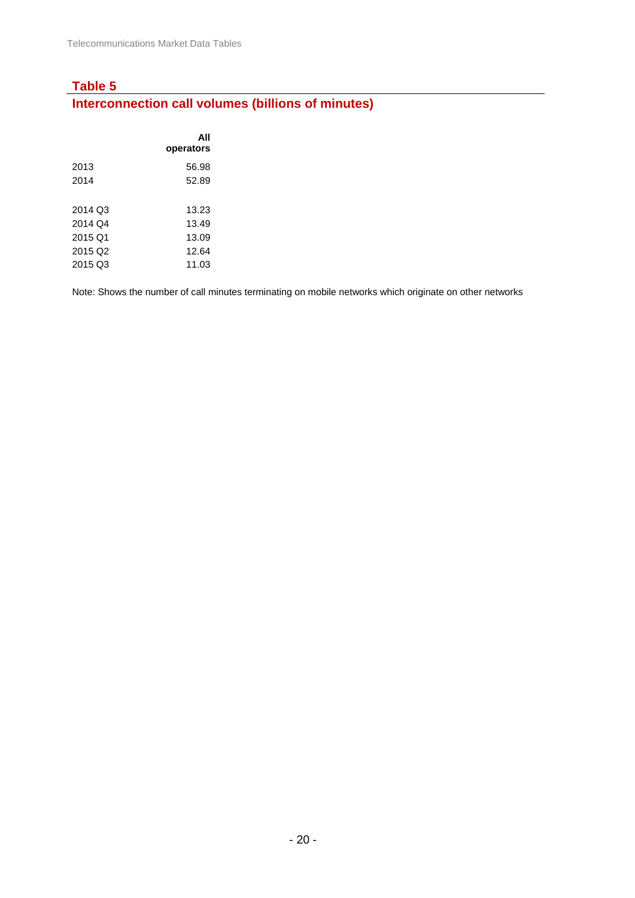## Table 5

## Interconnection call volumes (billions of minutes)

| | All operators |
|---|---|
| 2013 | 56.98 |
| 2014 | 52.89 |
| | |
| 2014 Q3 | 13.23 |
| 2014 Q4 | 13.49 |
| 2015 Q1 | 13.09 |
| 2015 Q2 | 12.64 |
| 2015 Q3 | 11.03 |

Note: Shows the number of call minutes terminating on mobile networks which originate on other networks